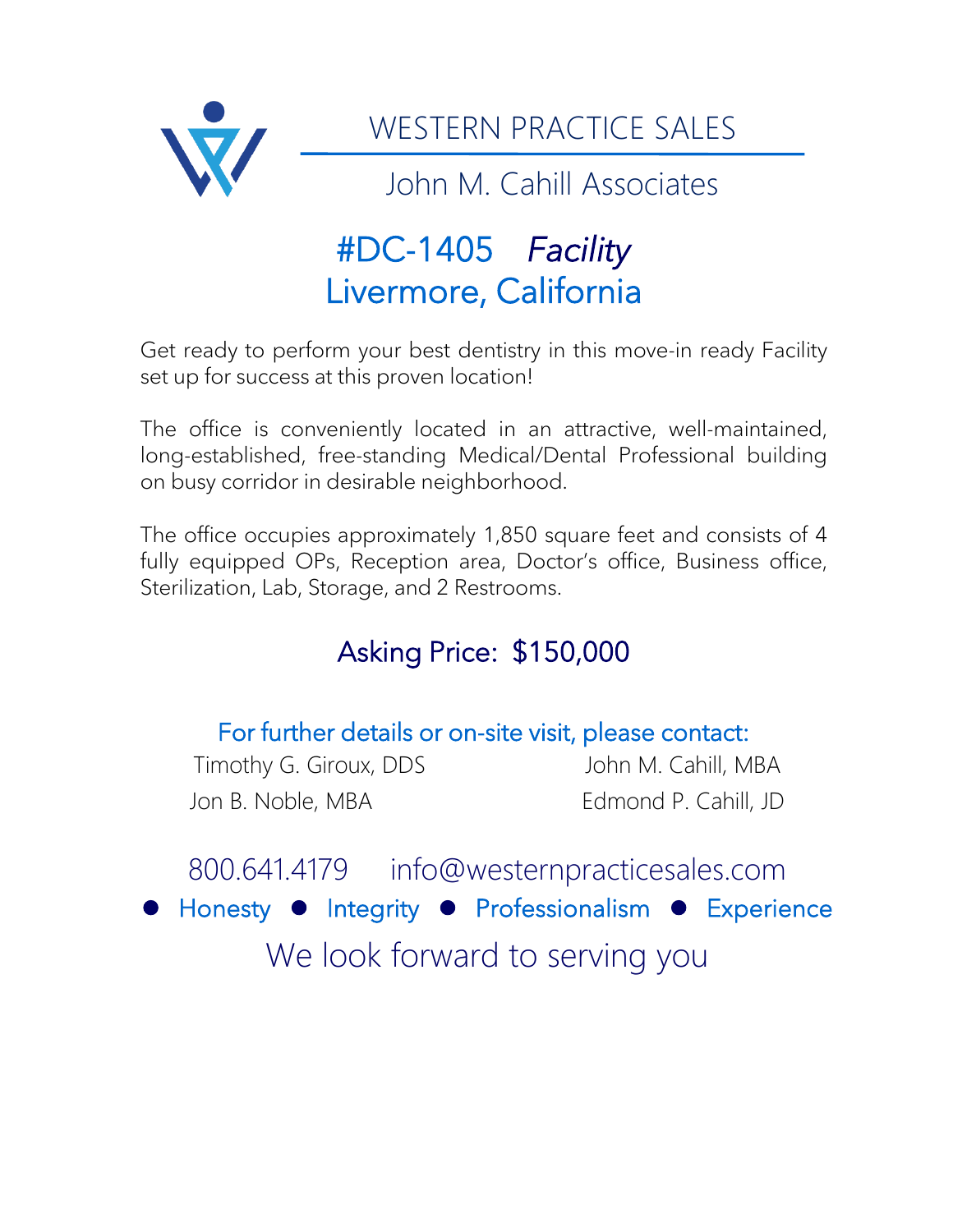# WESTERN PRACTICE SALES

## John M. Cahill Associates

## #DC-1405 *Facility*
## Livermore, California

Get ready to perform your best dentistry in this move-in ready Facility set up for success at this proven location!

The office is conveniently located in an attractive, well-maintained, long-established, free-standing Medical/Dental Professional building on busy corridor in desirable neighborhood.

The office occupies approximately 1,850 square feet and consists of 4 fully equipped OPs, Reception area, Doctor's office, Business office, Sterilization, Lab, Storage, and 2 Restrooms.

### Asking Price: $150,000

For further details or on-site visit, please contact:

Timothy G. Giroux, DDS
John M. Cahill, MBA
Jon B. Noble, MBA
Edmond P. Cahill, JD

800.641.4179 info@westernpracticesales.com

● Honesty ● Integrity ● Professionalism ● Experience

We look forward to serving you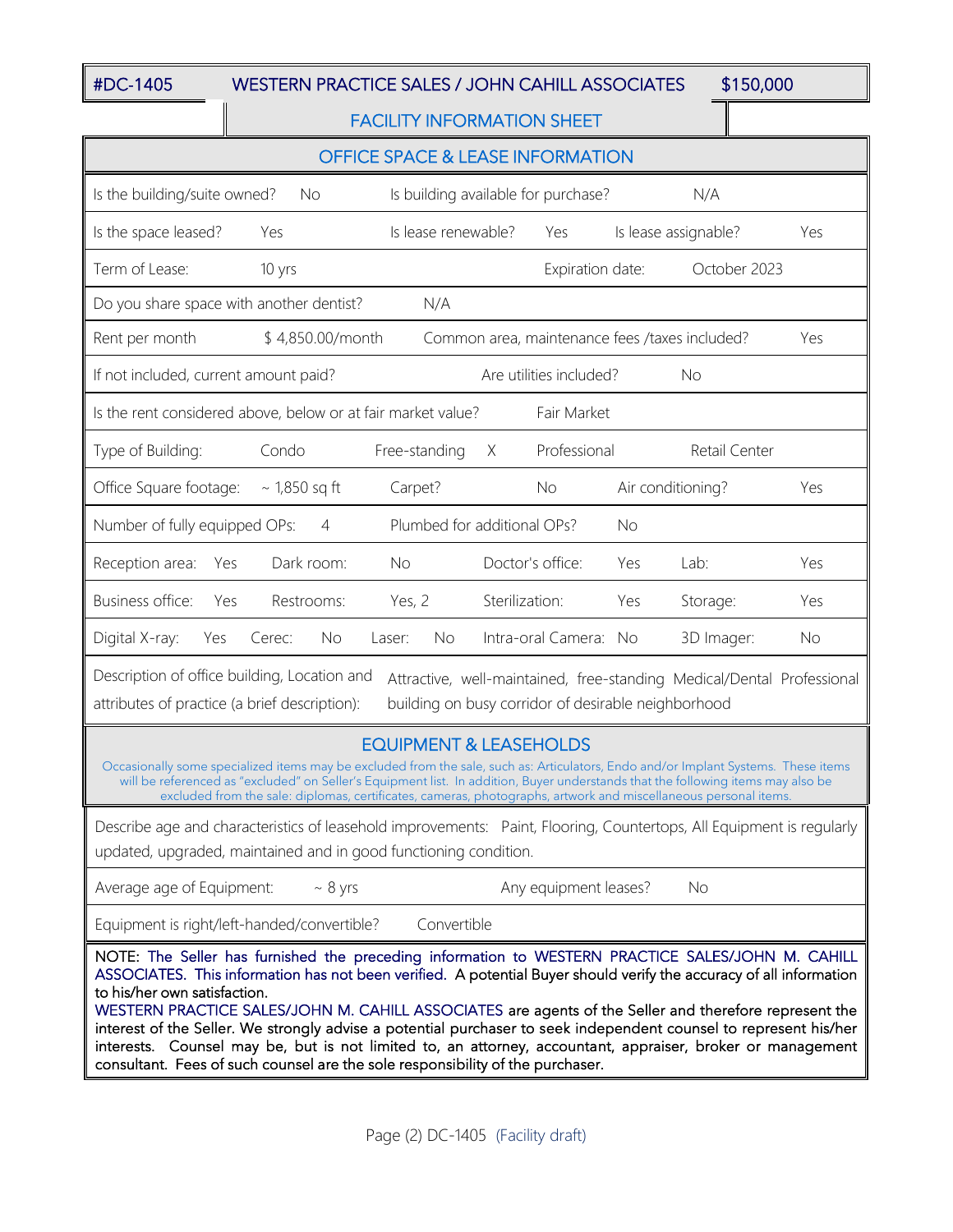#DC-1405 WESTERN PRACTICE SALES / JOHN CAHILL ASSOCIATES $150,000

## FACILITY INFORMATION SHEET

### OFFICE SPACE & LEASE INFORMATION

| | | | | | |
|---|---|---|---|---|---|
| Is the building/suite owned? | No | Is building available for purchase? | N/A | | |
| Is the space leased? | Yes | Is lease renewable? | Yes | Is lease assignable? | Yes |
| Term of Lease: | 10 yrs | Expiration date: | October 2023 | | |
| Do you share space with another dentist? | N/A | | | | |
| Rent per month | $ 4,850.00/month | Common area, maintenance fees /taxes included? | Yes | | |
| If not included, current amount paid? | | Are utilities included? | No | | |
| Is the rent considered above, below or at fair market value? | Fair Market | | | | |
| Type of Building: | Condo | Free-standing | X | Professional | Retail Center |
| Office Square footage: | ~ 1,850 sq ft | Carpet? | No | Air conditioning? | Yes |
| Number of fully equipped OPs: | 4 | Plumbed for additional OPs? | No | | |

| | | | | | | | |
|---|---|---|---|---|---|---|---|
| Reception area: | Yes | Dark room: | No | Doctor's office: | Yes | Lab: | Yes |
| Business office: | Yes | Restrooms: | Yes, 2 | Sterilization: | Yes | Storage: | Yes |

| | | | | | | | | | |
|---|---|---|---|---|---|---|---|---|---|
| Digital X-ray: | Yes | Cerec: | No | Laser: | No | Intra-oral Camera: | No | 3D Imager: | No |

Description of office building, Location and attributes of practice (a brief description): Attractive, well-maintained, free-standing Medical/Dental Professional building on busy corridor of desirable neighborhood

### EQUIPMENT & LEASEHOLDS

Occasionally some specialized items may be excluded from the sale, such as: Articulators, Endo and/or Implant Systems. These items will be referenced as "excluded" on Seller's Equipment list. In addition, Buyer understands that the following items may also be excluded from the sale: diplomas, certificates, cameras, photographs, artwork and miscellaneous personal items.

Describe age and characteristics of leasehold improvements: Paint, Flooring, Countertops, All Equipment is regularly updated, upgraded, maintained and in good functioning condition.

| | | | |
|---|---|---|---|
| Average age of Equipment: | ~ 8 yrs | Any equipment leases? | No |
| Equipment is right/left-handed/convertible? | Convertible | | |

NOTE: The Seller has furnished the preceding information to WESTERN PRACTICE SALES/JOHN M. CAHILL ASSOCIATES. This information has not been verified. A potential Buyer should verify the accuracy of all information to his/her own satisfaction.
WESTERN PRACTICE SALES/JOHN M. CAHILL ASSOCIATES are agents of the Seller and therefore represent the interest of the Seller. We strongly advise a potential purchaser to seek independent counsel to represent his/her interests. Counsel may be, but is not limited to, an attorney, accountant, appraiser, broker or management consultant. Fees of such counsel are the sole responsibility of the purchaser.